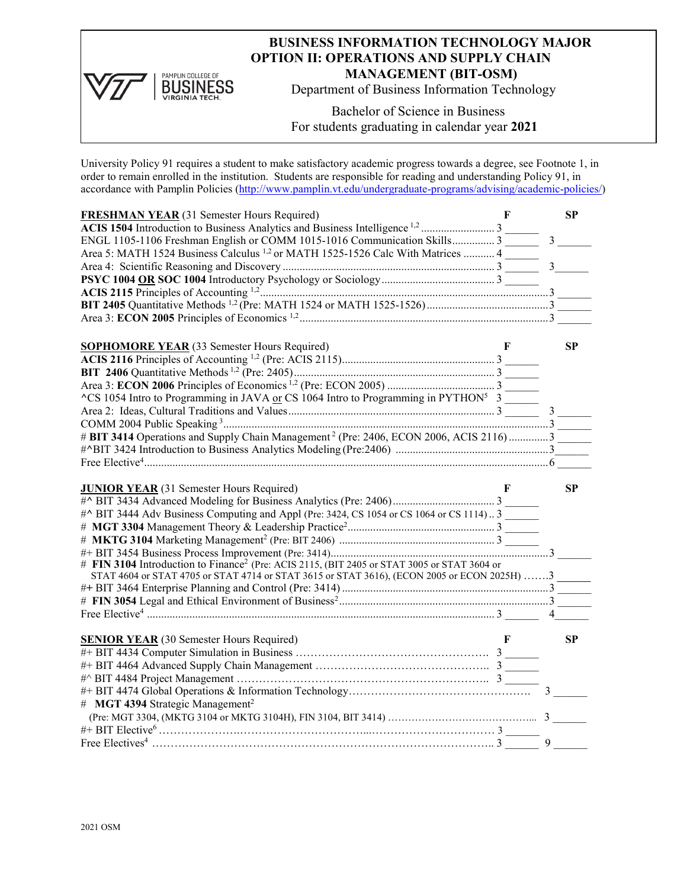# BUSINESS INFORMATION TECHNOLOGY MAJOR
## OPTION II: OPERATIONS AND SUPPLY CHAIN MANAGEMENT (BIT-OSM)

Department of Business Information Technology

Bachelor of Science in Business
For students graduating in calendar year **2021**

University Policy 91 requires a student to make satisfactory academic progress towards a degree, see Footnote 1, in order to remain enrolled in the institution. Students are responsible for reading and understanding Policy 91, in accordance with Pamplin Policies (http://www.pamplin.vt.edu/undergraduate-programs/advising/academic-policies/)

| **FRESHMAN YEAR** (31 Semester Hours Required) | F | SP |
|---|---|---|
| **ACIS 1504** Introduction to Business Analytics and Business Intelligence [1,2] | 3 | |
| ENGL 1105-1106 Freshman English or COMM 1015-1016 Communication Skills | 3 | 3 |
| Area 5: MATH 1524 Business Calculus [1,2] or MATH 1525-1526 Calc With Matrices | 4 | |
| Area 4: Scientific Reasoning and Discovery | 3 | 3 |
| **PSYC 1004** **OR** **SOC 1004** Introductory Psychology or Sociology | 3 | |
| **ACIS 2115** Principles of Accounting [1,2] | | 3 |
| **BIT 2405** Quantitative Methods [1,2] (Pre: MATH 1524 or MATH 1525-1526) | | 3 |
| Area 3: **ECON 2005** Principles of Economics [1,2] | | 3 |

| **SOPHOMORE YEAR** (33 Semester Hours Required) | F | SP |
|---|---|---|
| **ACIS 2116** Principles of Accounting [1,2] (Pre: ACIS 2115) | 3 | |
| **BIT 2406** Quantitative Methods [1,2] (Pre: 2405) | 3 | |
| Area 3: **ECON 2006** Principles of Economics [1,2] (Pre: ECON 2005) | 3 | |
| ^CS 1054 Intro to Programming in JAVA or CS 1064 Intro to Programming in PYTHON[5] | 3 | |
| Area 2: Ideas, Cultural Traditions and Values | 3 | 3 |
| COMM 2004 Public Speaking [3] | | 3 |
| # **BIT 3414** Operations and Supply Chain Management [2] (Pre: 2406, ECON 2006, ACIS 2116) | | 3 |
| #^BIT 3424 Introduction to Business Analytics Modeling (Pre:2406) | | 3 |
| Free Elective[4] | | 6 |

| **JUNIOR YEAR** (31 Semester Hours Required) | F | SP |
|---|---|---|
| #^ BIT 3434 Advanced Modeling for Business Analytics (Pre: 2406) | 3 | |
| #^ BIT 3444 Adv Business Computing and Appl (Pre: 3424, CS 1054 or CS 1064 or CS 1114) | 3 | |
| # **MGT 3304** Management Theory & Leadership Practice[2] | 3 | |
| # **MKTG 3104** Marketing Management[2] (Pre: BIT 2406) | 3 | |
| #+ BIT 3454 Business Process Improvement (Pre: 3414) | | 3 |
| # **FIN 3104** Introduction to Finance[2] (Pre: ACIS 2115, (BIT 2405 or STAT 3005 or STAT 3604 or STAT 4604 or STAT 4705 or STAT 4714 or STAT 3615 or STAT 3616), (ECON 2005 or ECON 2025H) | | 3 |
| #+ BIT 3464 Enterprise Planning and Control (Pre: 3414) | | 3 |
| # **FIN 3054** Legal and Ethical Environment of Business[2] | | 3 |
| Free Elective[4] | 3 | 4 |

| **SENIOR YEAR** (30 Semester Hours Required) | F | SP |
|---|---|---|
| #+ BIT 4434 Computer Simulation in Business | 3 | |
| #+ BIT 4464 Advanced Supply Chain Management | 3 | |
| #^ BIT 4484 Project Management | 3 | |
| #+ BIT 4474 Global Operations & Information Technology | | 3 |
| # **MGT 4394** Strategic Management[2] (Pre: MGT 3304, (MKTG 3104 or MKTG 3104H), FIN 3104, BIT 3414) | | 3 |
| #+ BIT Elective[6] | 3 | |
| Free Electives[4] | 3 | 9 |

2021 OSM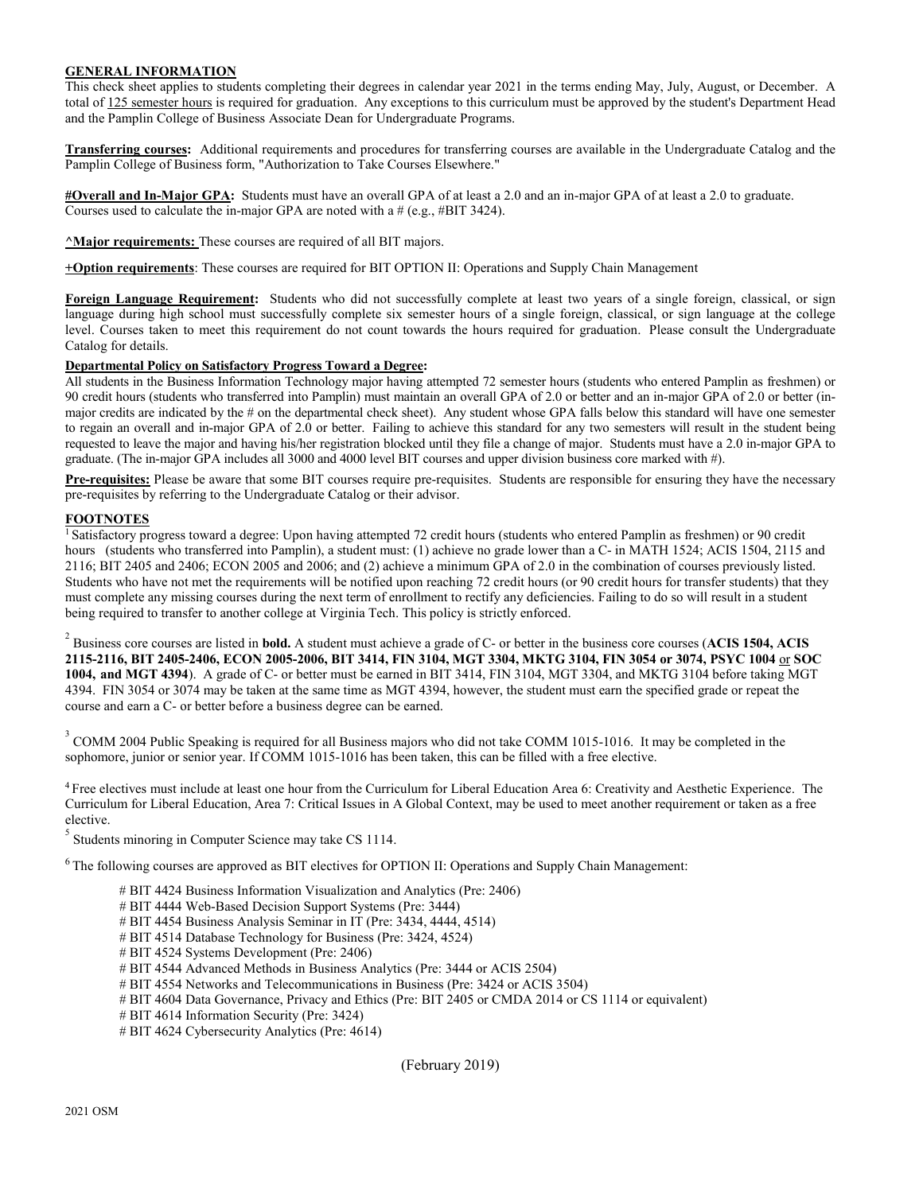**GENERAL INFORMATION**

This check sheet applies to students completing their degrees in calendar year 2021 in the terms ending May, July, August, or December. A total of 125 semester hours is required for graduation. Any exceptions to this curriculum must be approved by the student's Department Head and the Pamplin College of Business Associate Dean for Undergraduate Programs.

**Transferring courses:** Additional requirements and procedures for transferring courses are available in the Undergraduate Catalog and the Pamplin College of Business form, "Authorization to Take Courses Elsewhere."

**#Overall and In-Major GPA:** Students must have an overall GPA of at least a 2.0 and an in-major GPA of at least a 2.0 to graduate. Courses used to calculate the in-major GPA are noted with a # (e.g., #BIT 3424).

**^Major requirements:** These courses are required of all BIT majors.

**+Option requirements**: These courses are required for BIT OPTION II: Operations and Supply Chain Management

**Foreign Language Requirement:** Students who did not successfully complete at least two years of a single foreign, classical, or sign language during high school must successfully complete six semester hours of a single foreign, classical, or sign language at the college level. Courses taken to meet this requirement do not count towards the hours required for graduation. Please consult the Undergraduate Catalog for details.

**Departmental Policy on Satisfactory Progress Toward a Degree:**

All students in the Business Information Technology major having attempted 72 semester hours (students who entered Pamplin as freshmen) or 90 credit hours (students who transferred into Pamplin) must maintain an overall GPA of 2.0 or better and an in-major GPA of 2.0 or better (in-major credits are indicated by the # on the departmental check sheet). Any student whose GPA falls below this standard will have one semester to regain an overall and in-major GPA of 2.0 or better. Failing to achieve this standard for any two semesters will result in the student being requested to leave the major and having his/her registration blocked until they file a change of major. Students must have a 2.0 in-major GPA to graduate. (The in-major GPA includes all 3000 and 4000 level BIT courses and upper division business core marked with #).

**Pre-requisites:** Please be aware that some BIT courses require pre-requisites. Students are responsible for ensuring they have the necessary pre-requisites by referring to the Undergraduate Catalog or their advisor.

**FOOTNOTES**

[1] Satisfactory progress toward a degree: Upon having attempted 72 credit hours (students who entered Pamplin as freshmen) or 90 credit hours (students who transferred into Pamplin), a student must: (1) achieve no grade lower than a C- in MATH 1524; ACIS 1504, 2115 and 2116; BIT 2405 and 2406; ECON 2005 and 2006; and (2) achieve a minimum GPA of 2.0 in the combination of courses previously listed. Students who have not met the requirements will be notified upon reaching 72 credit hours (or 90 credit hours for transfer students) that they must complete any missing courses during the next term of enrollment to rectify any deficiencies. Failing to do so will result in a student being required to transfer to another college at Virginia Tech. This policy is strictly enforced.

[2] Business core courses are listed in **bold.** A student must achieve a grade of C- or better in the business core courses (**ACIS 1504, ACIS 2115-2116, BIT 2405-2406, ECON 2005-2006, BIT 3414, FIN 3104, MGT 3304, MKTG 3104, FIN 3054 or 3074, PSYC 1004** or **SOC 1004, and MGT 4394**). A grade of C- or better must be earned in BIT 3414, FIN 3104, MGT 3304, and MKTG 3104 before taking MGT 4394. FIN 3054 or 3074 may be taken at the same time as MGT 4394, however, the student must earn the specified grade or repeat the course and earn a C- or better before a business degree can be earned.

[3] COMM 2004 Public Speaking is required for all Business majors who did not take COMM 1015-1016. It may be completed in the sophomore, junior or senior year. If COMM 1015-1016 has been taken, this can be filled with a free elective.

[4] Free electives must include at least one hour from the Curriculum for Liberal Education Area 6: Creativity and Aesthetic Experience. The Curriculum for Liberal Education, Area 7: Critical Issues in A Global Context, may be used to meet another requirement or taken as a free elective.

[5] Students minoring in Computer Science may take CS 1114.

[6] The following courses are approved as BIT electives for OPTION II: Operations and Supply Chain Management:

- # BIT 4424 Business Information Visualization and Analytics (Pre: 2406)
- # BIT 4444 Web-Based Decision Support Systems (Pre: 3444)
- # BIT 4454 Business Analysis Seminar in IT (Pre: 3434, 4444, 4514)
- # BIT 4514 Database Technology for Business (Pre: 3424, 4524)
- # BIT 4524 Systems Development (Pre: 2406)
- # BIT 4544 Advanced Methods in Business Analytics (Pre: 3444 or ACIS 2504)
- # BIT 4554 Networks and Telecommunications in Business (Pre: 3424 or ACIS 3504)
- # BIT 4604 Data Governance, Privacy and Ethics (Pre: BIT 2405 or CMDA 2014 or CS 1114 or equivalent)
- # BIT 4614 Information Security (Pre: 3424)
- # BIT 4624 Cybersecurity Analytics (Pre: 4614)

(February 2019)

2021 OSM